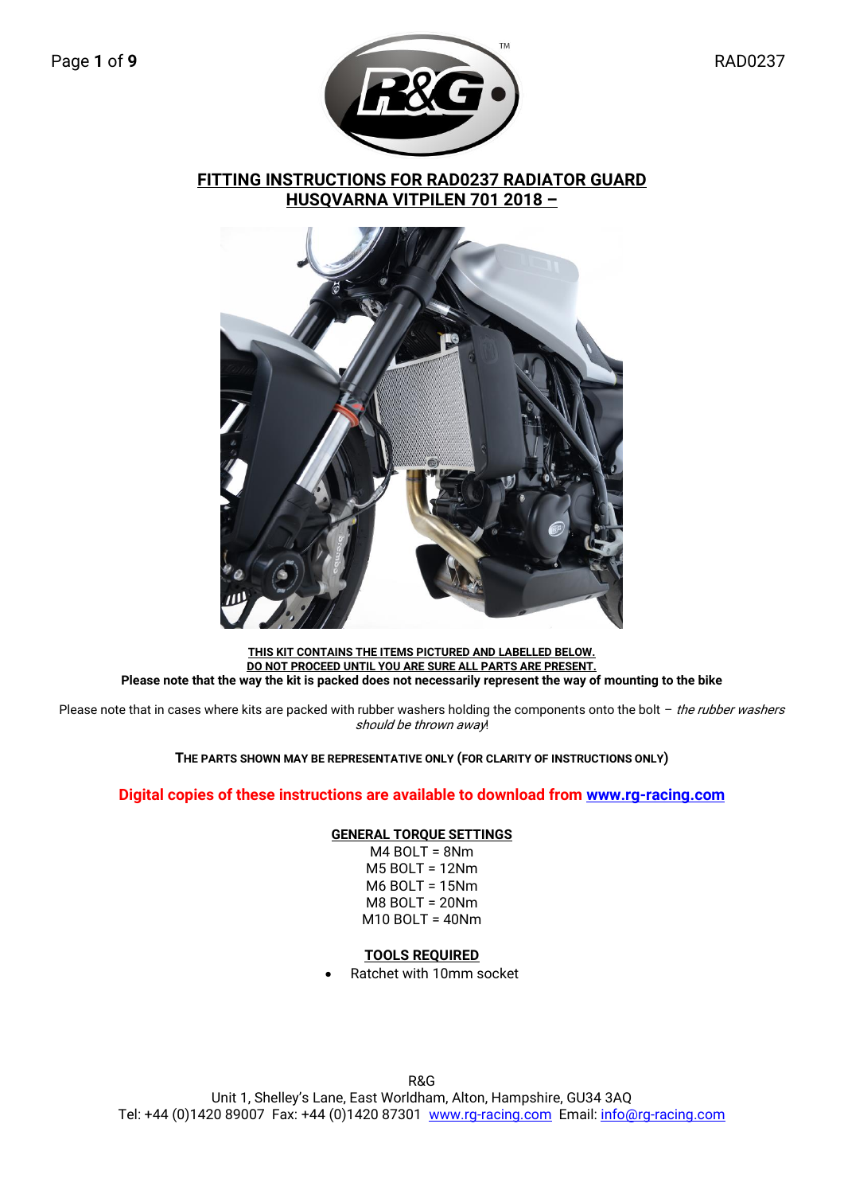# FITTING INSTRUCTIONS FOR RAD0237 RADIATOR GUARD
## HUSQVARNA VITPILEN 701 2018 –

**THIS KIT CONTAINS THE ITEMS PICTURED AND LABELLED BELOW.**
**DO NOT PROCEED UNTIL YOU ARE SURE ALL PARTS ARE PRESENT.**
**Please note that the way the kit is packed does not necessarily represent the way of mounting to the bike**

Please note that in cases where kits are packed with rubber washers holding the components onto the bolt – *the rubber washers should be thrown away*!

**THE PARTS SHOWN MAY BE REPRESENTATIVE ONLY (FOR CLARITY OF INSTRUCTIONS ONLY)**

**Digital copies of these instructions are available to download from [www.rg-racing.com](http://www.rg-racing.com)**

**GENERAL TORQUE SETTINGS**

M4 BOLT = 8Nm
M5 BOLT = 12Nm
M6 BOLT = 15Nm
M8 BOLT = 20Nm
M10 BOLT = 40Nm

**TOOLS REQUIRED**

- Ratchet with 10mm socket

R&G
Unit 1, Shelley's Lane, East Worldham, Alton, Hampshire, GU34 3AQ
Tel: +44 (0)1420 89007 Fax: +44 (0)1420 87301 [www.rg-racing.com](http://www.rg-racing.com) Email: [info@rg-racing.com](mailto:info@rg-racing.com)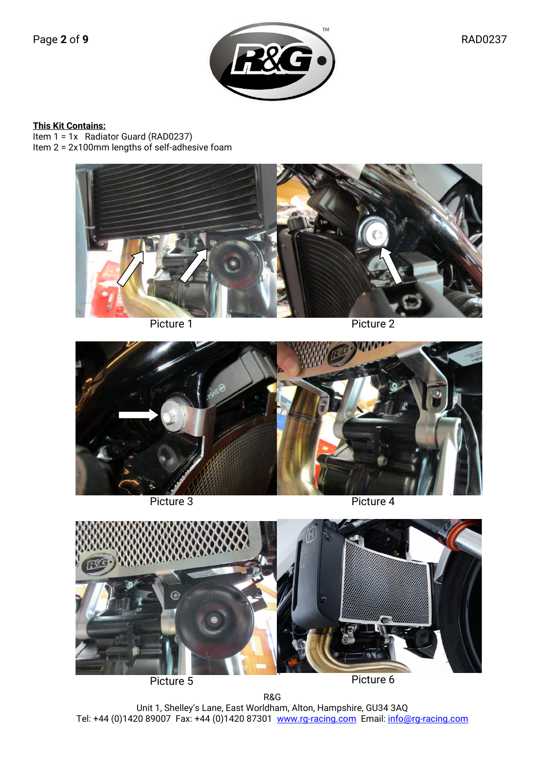**This Kit Contains:**

Item 1 = 1x Radiator Guard (RAD0237)
Item 2 = 2x100mm lengths of self-adhesive foam

Picture 1

Picture 2

Picture 3

Picture 4

Picture 5

Picture 6

R&G
Unit 1, Shelley's Lane, East Worldham, Alton, Hampshire, GU34 3AQ
Tel: +44 (0)1420 89007 Fax: +44 (0)1420 87301 www.rg-racing.com Email: info@rg-racing.com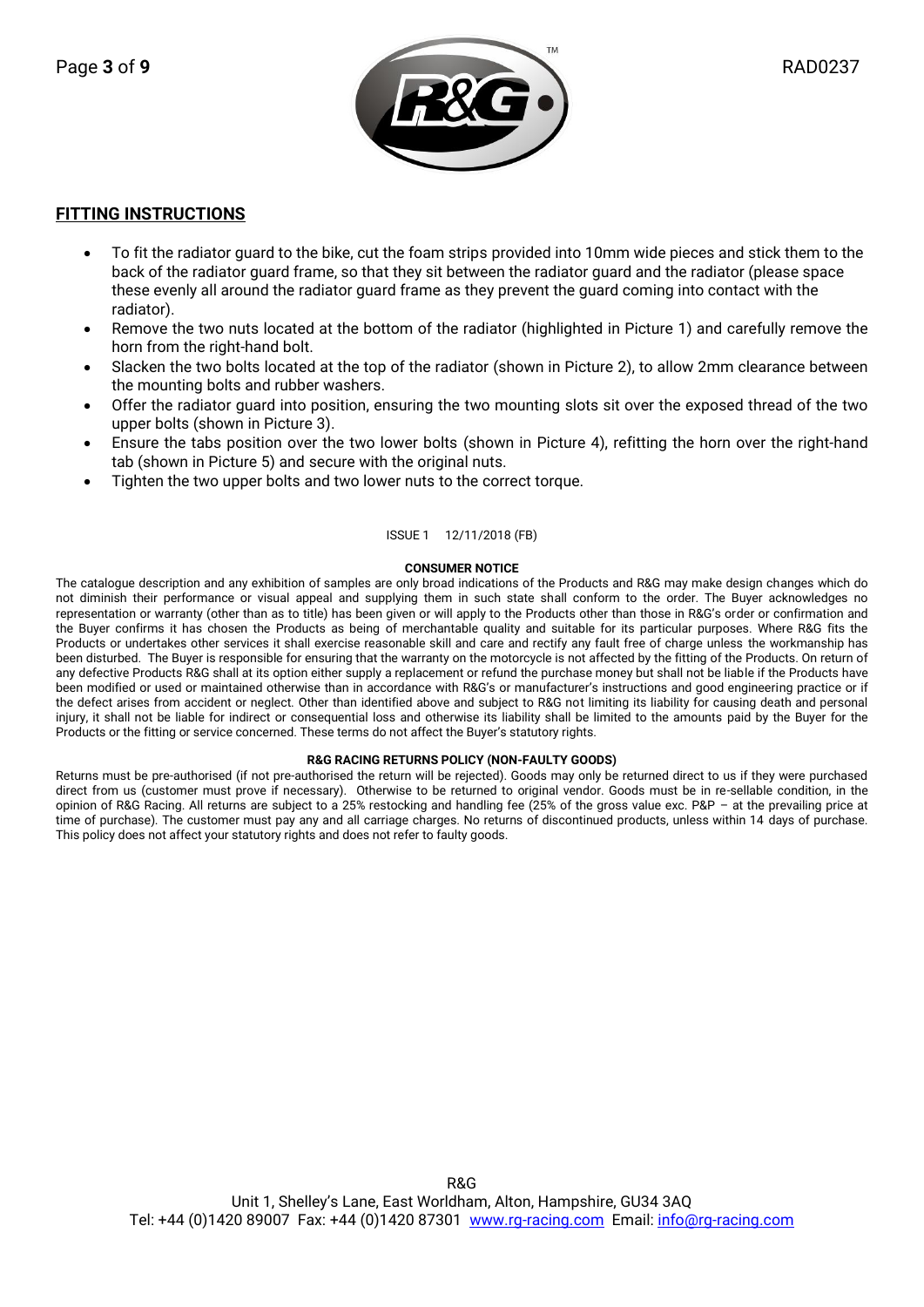## FITTING INSTRUCTIONS

- To fit the radiator guard to the bike, cut the foam strips provided into 10mm wide pieces and stick them to the back of the radiator guard frame, so that they sit between the radiator guard and the radiator (please space these evenly all around the radiator guard frame as they prevent the guard coming into contact with the radiator).
- Remove the two nuts located at the bottom of the radiator (highlighted in Picture 1) and carefully remove the horn from the right-hand bolt.
- Slacken the two bolts located at the top of the radiator (shown in Picture 2), to allow 2mm clearance between the mounting bolts and rubber washers.
- Offer the radiator guard into position, ensuring the two mounting slots sit over the exposed thread of the two upper bolts (shown in Picture 3).
- Ensure the tabs position over the two lower bolts (shown in Picture 4), refitting the horn over the right-hand tab (shown in Picture 5) and secure with the original nuts.
- Tighten the two upper bolts and two lower nuts to the correct torque.

ISSUE 1 12/11/2018 (FB)

**CONSUMER NOTICE**

The catalogue description and any exhibition of samples are only broad indications of the Products and R&G may make design changes which do not diminish their performance or visual appeal and supplying them in such state shall conform to the order. The Buyer acknowledges no representation or warranty (other than as to title) has been given or will apply to the Products other than those in R&G's order or confirmation and the Buyer confirms it has chosen the Products as being of merchantable quality and suitable for its particular purposes. Where R&G fits the Products or undertakes other services it shall exercise reasonable skill and care and rectify any fault free of charge unless the workmanship has been disturbed. The Buyer is responsible for ensuring that the warranty on the motorcycle is not affected by the fitting of the Products. On return of any defective Products R&G shall at its option either supply a replacement or refund the purchase money but shall not be liable if the Products have been modified or used or maintained otherwise than in accordance with R&G's or manufacturer's instructions and good engineering practice or if the defect arises from accident or neglect. Other than identified above and subject to R&G not limiting its liability for causing death and personal injury, it shall not be liable for indirect or consequential loss and otherwise its liability shall be limited to the amounts paid by the Buyer for the Products or the fitting or service concerned. These terms do not affect the Buyer's statutory rights.

**R&G RACING RETURNS POLICY (NON-FAULTY GOODS)**

Returns must be pre-authorised (if not pre-authorised the return will be rejected). Goods may only be returned direct to us if they were purchased direct from us (customer must prove if necessary). Otherwise to be returned to original vendor. Goods must be in re-sellable condition, in the opinion of R&G Racing. All returns are subject to a 25% restocking and handling fee (25% of the gross value exc. P&P – at the prevailing price at time of purchase). The customer must pay any and all carriage charges. No returns of discontinued products, unless within 14 days of purchase. This policy does not affect your statutory rights and does not refer to faulty goods.

R&G
Unit 1, Shelley's Lane, East Worldham, Alton, Hampshire, GU34 3AQ
Tel: +44 (0)1420 89007 Fax: +44 (0)1420 87301 www.rg-racing.com Email: info@rg-racing.com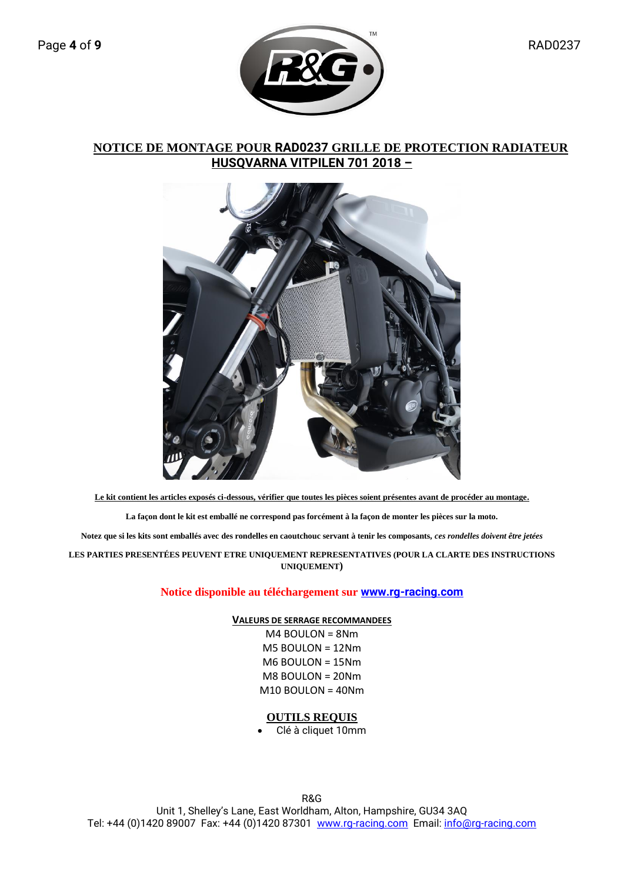# NOTICE DE MONTAGE POUR RAD0237 GRILLE DE PROTECTION RADIATEUR HUSQVARNA VITPILEN 701 2018 –

**Le kit contient les articles exposés ci-dessous, vérifier que toutes les pièces soient présentes avant de procéder au montage.**

**La façon dont le kit est emballé ne correspond pas forcément à la façon de monter les pièces sur la moto.**

**Notez que si les kits sont emballés avec des rondelles en caoutchouc servant à tenir les composants, *ces rondelles doivent être jetées***

**LES PARTIES PRESENTÉES PEUVENT ETRE UNIQUEMENT REPRESENTATIVES (POUR LA CLARTE DES INSTRUCTIONS UNIQUEMENT)**

**Notice disponible au téléchargement sur [www.rg-racing.com](http://www.rg-racing.com)**

## VALEURS DE SERRAGE RECOMMANDEES

M4 BOULON = 8Nm
M5 BOULON = 12Nm
M6 BOULON = 15Nm
M8 BOULON = 20Nm
M10 BOULON = 40Nm

## OUTILS REQUIS

- Clé à cliquet 10mm

R&G
Unit 1, Shelley's Lane, East Worldham, Alton, Hampshire, GU34 3AQ
Tel: +44 (0)1420 89007 Fax: +44 (0)1420 87301 www.rg-racing.com Email: info@rg-racing.com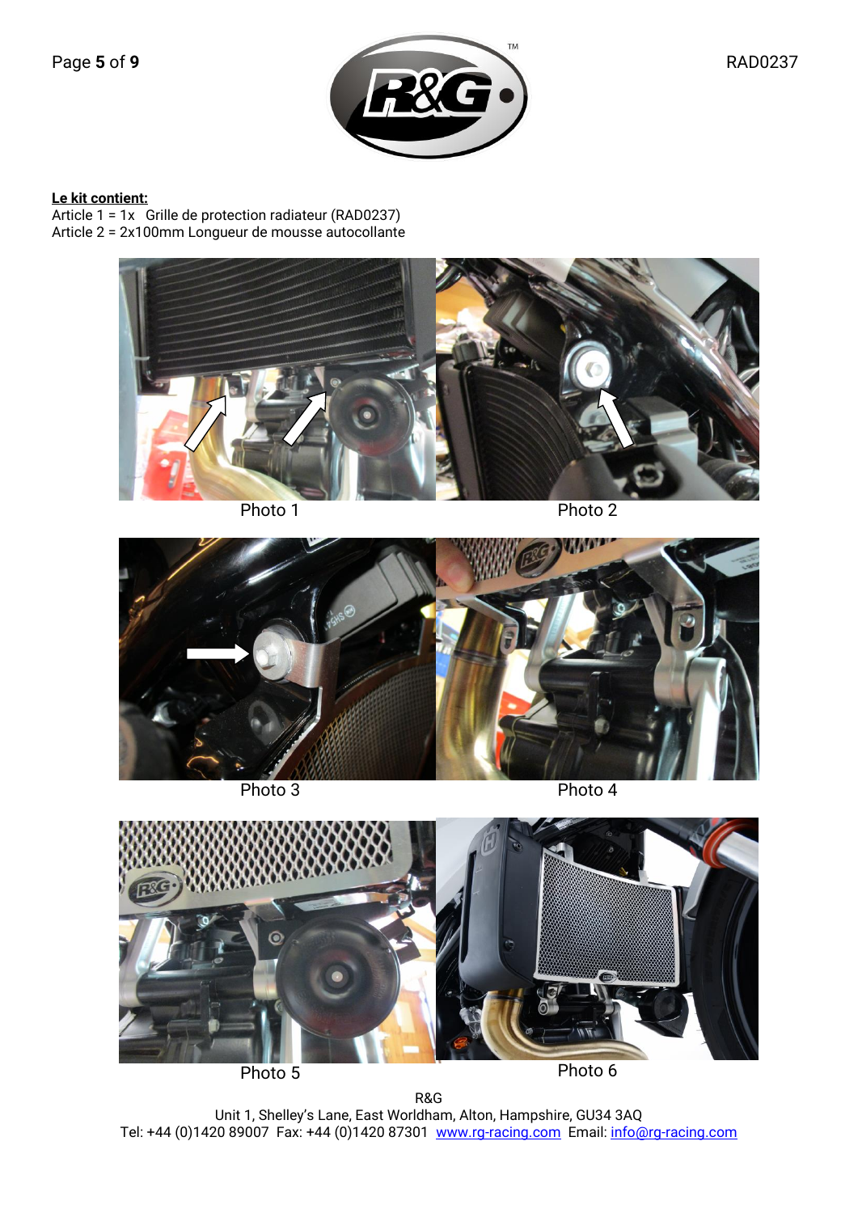**Le kit contient:**

Article 1 = 1x Grille de protection radiateur (RAD0237)
Article 2 = 2x100mm Longueur de mousse autocollante

Photo 1

Photo 2

Photo 3

Photo 4

Photo 5

Photo 6

R&G
Unit 1, Shelley's Lane, East Worldham, Alton, Hampshire, GU34 3AQ
Tel: +44 (0)1420 89007 Fax: +44 (0)1420 87301 www.rg-racing.com Email: info@rg-racing.com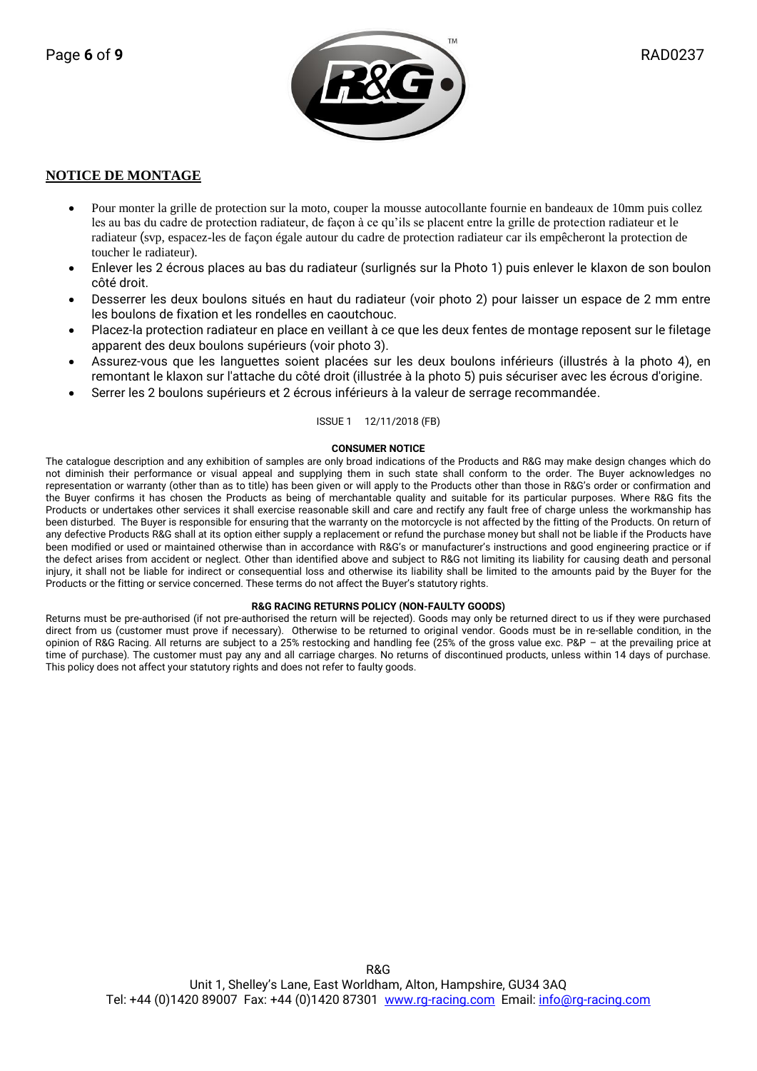## NOTICE DE MONTAGE

- Pour monter la grille de protection sur la moto, couper la mousse autocollante fournie en bandeaux de 10mm puis collez les au bas du cadre de protection radiateur, de façon à ce qu'ils se placent entre la grille de protection radiateur et le radiateur (svp, espacez-les de façon égale autour du cadre de protection radiateur car ils empêcheront la protection de toucher le radiateur).
- Enlever les 2 écrous places au bas du radiateur (surlignés sur la Photo 1) puis enlever le klaxon de son boulon côté droit.
- Desserrer les deux boulons situés en haut du radiateur (voir photo 2) pour laisser un espace de 2 mm entre les boulons de fixation et les rondelles en caoutchouc.
- Placez-la protection radiateur en place en veillant à ce que les deux fentes de montage reposent sur le filetage apparent des deux boulons supérieurs (voir photo 3).
- Assurez-vous que les languettes soient placées sur les deux boulons inférieurs (illustrés à la photo 4), en remontant le klaxon sur l'attache du côté droit (illustrée à la photo 5) puis sécuriser avec les écrous d'origine.
- Serrer les 2 boulons supérieurs et 2 écrous inférieurs à la valeur de serrage recommandée.

ISSUE 1 12/11/2018 (FB)

**CONSUMER NOTICE**

The catalogue description and any exhibition of samples are only broad indications of the Products and R&G may make design changes which do not diminish their performance or visual appeal and supplying them in such state shall conform to the order. The Buyer acknowledges no representation or warranty (other than as to title) has been given or will apply to the Products other than those in R&G's order or confirmation and the Buyer confirms it has chosen the Products as being of merchantable quality and suitable for its particular purposes. Where R&G fits the Products or undertakes other services it shall exercise reasonable skill and care and rectify any fault free of charge unless the workmanship has been disturbed. The Buyer is responsible for ensuring that the warranty on the motorcycle is not affected by the fitting of the Products. On return of any defective Products R&G shall at its option either supply a replacement or refund the purchase money but shall not be liable if the Products have been modified or used or maintained otherwise than in accordance with R&G's or manufacturer's instructions and good engineering practice or if the defect arises from accident or neglect. Other than identified above and subject to R&G not limiting its liability for causing death and personal injury, it shall not be liable for indirect or consequential loss and otherwise its liability shall be limited to the amounts paid by the Buyer for the Products or the fitting or service concerned. These terms do not affect the Buyer's statutory rights.

**R&G RACING RETURNS POLICY (NON-FAULTY GOODS)**

Returns must be pre-authorised (if not pre-authorised the return will be rejected). Goods may only be returned direct to us if they were purchased direct from us (customer must prove if necessary). Otherwise to be returned to original vendor. Goods must be in re-sellable condition, in the opinion of R&G Racing. All returns are subject to a 25% restocking and handling fee (25% of the gross value exc. P&P – at the prevailing price at time of purchase). The customer must pay any and all carriage charges. No returns of discontinued products, unless within 14 days of purchase. This policy does not affect your statutory rights and does not refer to faulty goods.

R&G
Unit 1, Shelley's Lane, East Worldham, Alton, Hampshire, GU34 3AQ
Tel: +44 (0)1420 89007 Fax: +44 (0)1420 87301 www.rg-racing.com Email: info@rg-racing.com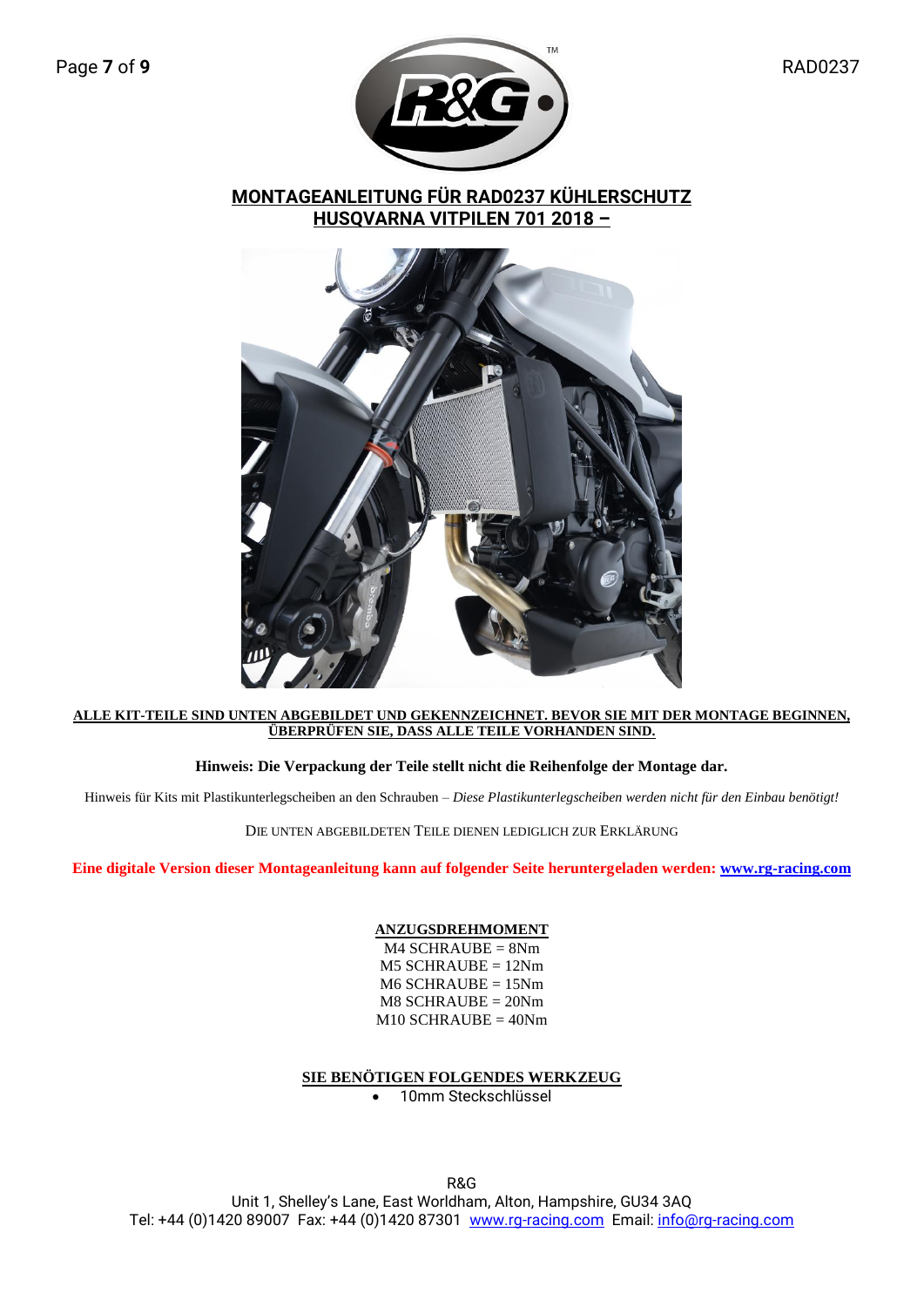# MONTAGEANLEITUNG FÜR RAD0237 KÜHLERSCHUTZ HUSQVARNA VITPILEN 701 2018 –

**ALLE KIT-TEILE SIND UNTEN ABGEBILDET UND GEKENNZEICHNET. BEVOR SIE MIT DER MONTAGE BEGINNEN, ÜBERPRÜFEN SIE, DASS ALLE TEILE VORHANDEN SIND.**

**Hinweis: Die Verpackung der Teile stellt nicht die Reihenfolge der Montage dar.**

Hinweis für Kits mit Plastikunterlegscheiben an den Schrauben – *Diese Plastikunterlegscheiben werden nicht für den Einbau benötigt!*

DIE UNTEN ABGEBILDETEN TEILE DIENEN LEDIGLICH ZUR ERKLÄRUNG

**Eine digitale Version dieser Montageanleitung kann auf folgender Seite heruntergeladen werden: www.rg-racing.com**

**ANZUGSDREHMOMENT**

M4 SCHRAUBE = 8Nm
M5 SCHRAUBE = 12Nm
M6 SCHRAUBE = 15Nm
M8 SCHRAUBE = 20Nm
M10 SCHRAUBE = 40Nm

**SIE BENÖTIGEN FOLGENDES WERKZEUG**

- 10mm Steckschlüssel

R&G
Unit 1, Shelley's Lane, East Worldham, Alton, Hampshire, GU34 3AQ
Tel: +44 (0)1420 89007 Fax: +44 (0)1420 87301 www.rg-racing.com Email: info@rg-racing.com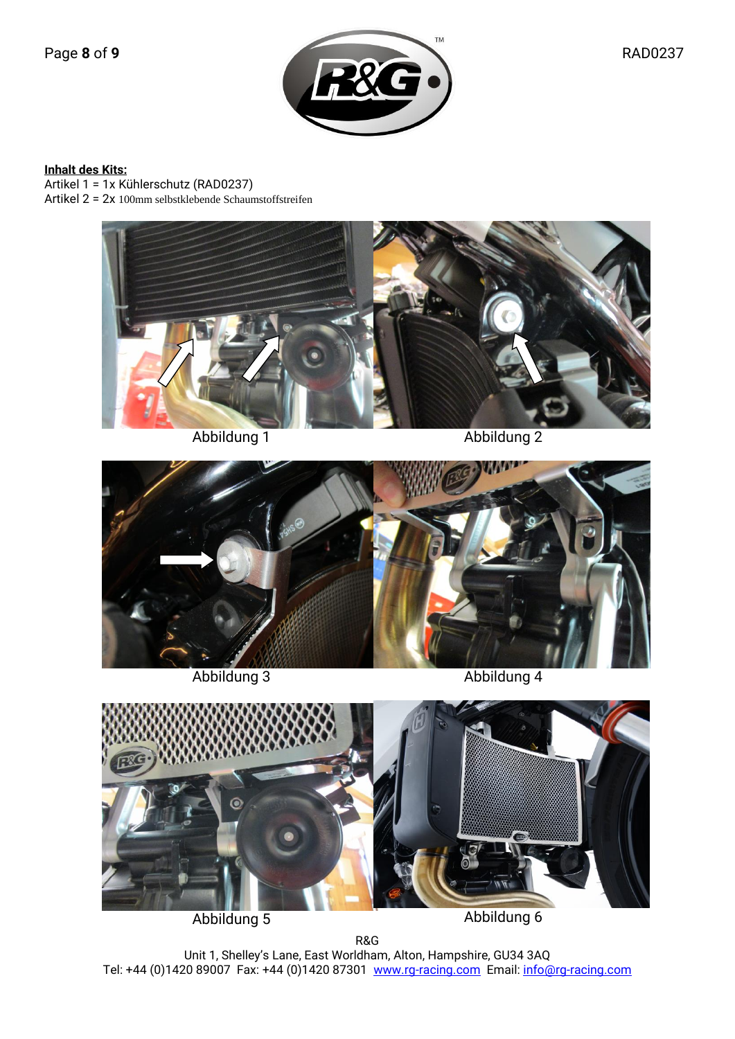**Inhalt des Kits:**

Artikel 1 = 1x Kühlerschutz (RAD0237)

Artikel 2 = 2x 100mm selbstklebende Schaumstoffstreifen

Abbildung 1

Abbildung 2

Abbildung 3

Abbildung 4

Abbildung 5

Abbildung 6

R&G

Unit 1, Shelley's Lane, East Worldham, Alton, Hampshire, GU34 3AQ

Tel: +44 (0)1420 89007 Fax: +44 (0)1420 87301 www.rg-racing.com Email: info@rg-racing.com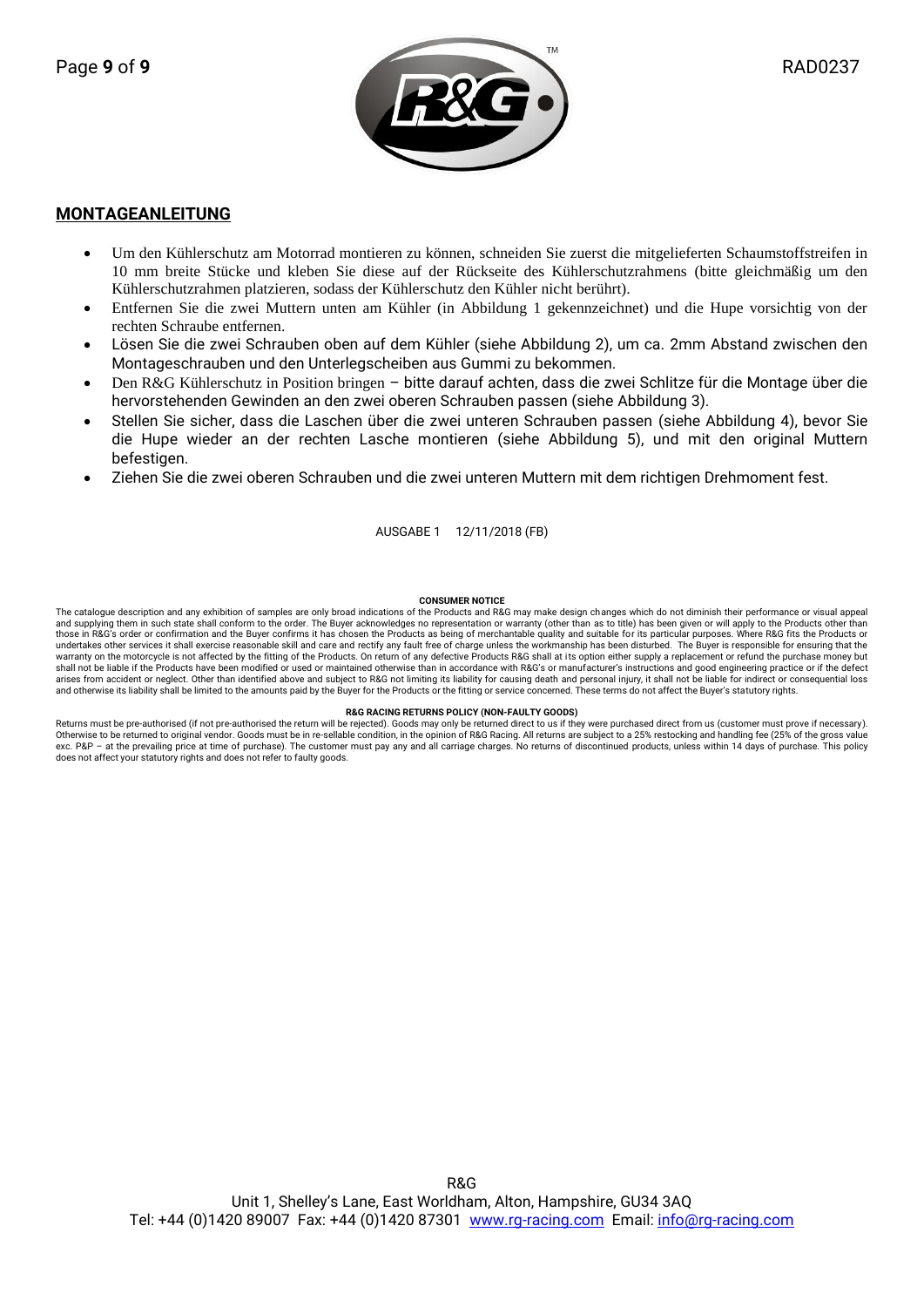## MONTAGEANLEITUNG

- Um den Kühlerschutz am Motorrad montieren zu können, schneiden Sie zuerst die mitgelieferten Schaumstoffstreifen in 10 mm breite Stücke und kleben Sie diese auf der Rückseite des Kühlerschutzrahmens (bitte gleichmäßig um den Kühlerschutzrahmen platzieren, sodass der Kühlerschutz den Kühler nicht berührt).
- Entfernen Sie die zwei Muttern unten am Kühler (in Abbildung 1 gekennzeichnet) und die Hupe vorsichtig von der rechten Schraube entfernen.
- Lösen Sie die zwei Schrauben oben auf dem Kühler (siehe Abbildung 2), um ca. 2mm Abstand zwischen den Montageschrauben und den Unterlegscheiben aus Gummi zu bekommen.
- Den R&G Kühlerschutz in Position bringen – bitte darauf achten, dass die zwei Schlitze für die Montage über die hervorstehenden Gewinden an den zwei oberen Schrauben passen (siehe Abbildung 3).
- Stellen Sie sicher, dass die Laschen über die zwei unteren Schrauben passen (siehe Abbildung 4), bevor Sie die Hupe wieder an der rechten Lasche montieren (siehe Abbildung 5), und mit den original Muttern befestigen.
- Ziehen Sie die zwei oberen Schrauben und die zwei unteren Muttern mit dem richtigen Drehmoment fest.

AUSGABE 1 12/11/2018 (FB)

**CONSUMER NOTICE**

The catalogue description and any exhibition of samples are only broad indications of the Products and R&G may make design changes which do not diminish their performance or visual appeal and supplying them in such state shall conform to the order. The Buyer acknowledges no representation or warranty (other than as to title) has been given or will apply to the Products other than those in R&G's order or confirmation and the Buyer confirms it has chosen the Products as being of merchantable quality and suitable for its particular purposes. Where R&G fits the Products or undertakes other services it shall exercise reasonable skill and care and rectify any fault free of charge unless the workmanship has been disturbed. The Buyer is responsible for ensuring that the warranty on the motorcycle is not affected by the fitting of the Products. On return of any defective Products R&G shall at its option either supply a replacement or refund the purchase money but shall not be liable if the Products have been modified or used or maintained otherwise than in accordance with R&G's or manufacturer's instructions and good engineering practice or if the defect arises from accident or neglect. Other than identified above and subject to R&G not limiting its liability for causing death and personal injury, it shall not be liable for indirect or consequential loss and otherwise its liability shall be limited to the amounts paid by the Buyer for the Products or the fitting or service concerned. These terms do not affect the Buyer's statutory rights.

**R&G RACING RETURNS POLICY (NON-FAULTY GOODS)**

Returns must be pre-authorised (if not pre-authorised the return will be rejected). Goods may only be returned direct to us if they were purchased direct from us (customer must prove if necessary). Otherwise to be returned to original vendor. Goods must be in re-sellable condition, in the opinion of R&G Racing. All returns are subject to a 25% restocking and handling fee (25% of the gross value exc. P&P – at the prevailing price at time of purchase). The customer must pay any and all carriage charges. No returns of discontinued products, unless within 14 days of purchase. This policy does not affect your statutory rights and does not refer to faulty goods.

R&G
Unit 1, Shelley's Lane, East Worldham, Alton, Hampshire, GU34 3AQ
Tel: +44 (0)1420 89007 Fax: +44 (0)1420 87301 www.rg-racing.com Email: info@rg-racing.com